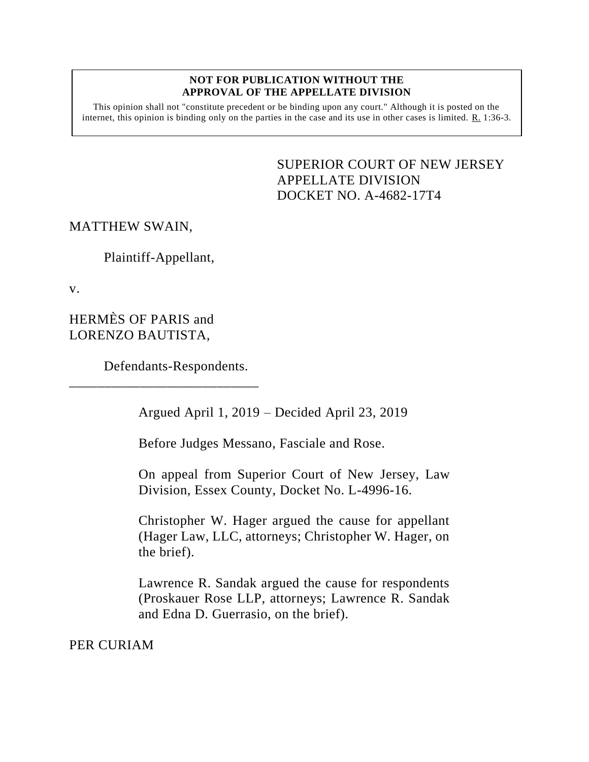**NOT FOR PUBLICATION WITHOUT THE APPROVAL OF THE APPELLATE DIVISION**

This opinion shall not "constitute precedent or be binding upon any court." Although it is posted on the internet, this opinion is binding only on the parties in the case and its use in other cases is limited. R. 1:36-3.

SUPERIOR COURT OF NEW JERSEY
APPELLATE DIVISION
DOCKET NO. A-4682-17T4

MATTHEW SWAIN,

Plaintiff-Appellant,

v.

HERMÈS OF PARIS and LORENZO BAUTISTA,

Defendants-Respondents.

___________________________

Argued April 1, 2019 – Decided April 23, 2019

Before Judges Messano, Fasciale and Rose.

On appeal from Superior Court of New Jersey, Law Division, Essex County, Docket No. L-4996-16.

Christopher W. Hager argued the cause for appellant (Hager Law, LLC, attorneys; Christopher W. Hager, on the brief).

Lawrence R. Sandak argued the cause for respondents (Proskauer Rose LLP, attorneys; Lawrence R. Sandak and Edna D. Guerrasio, on the brief).

PER CURIAM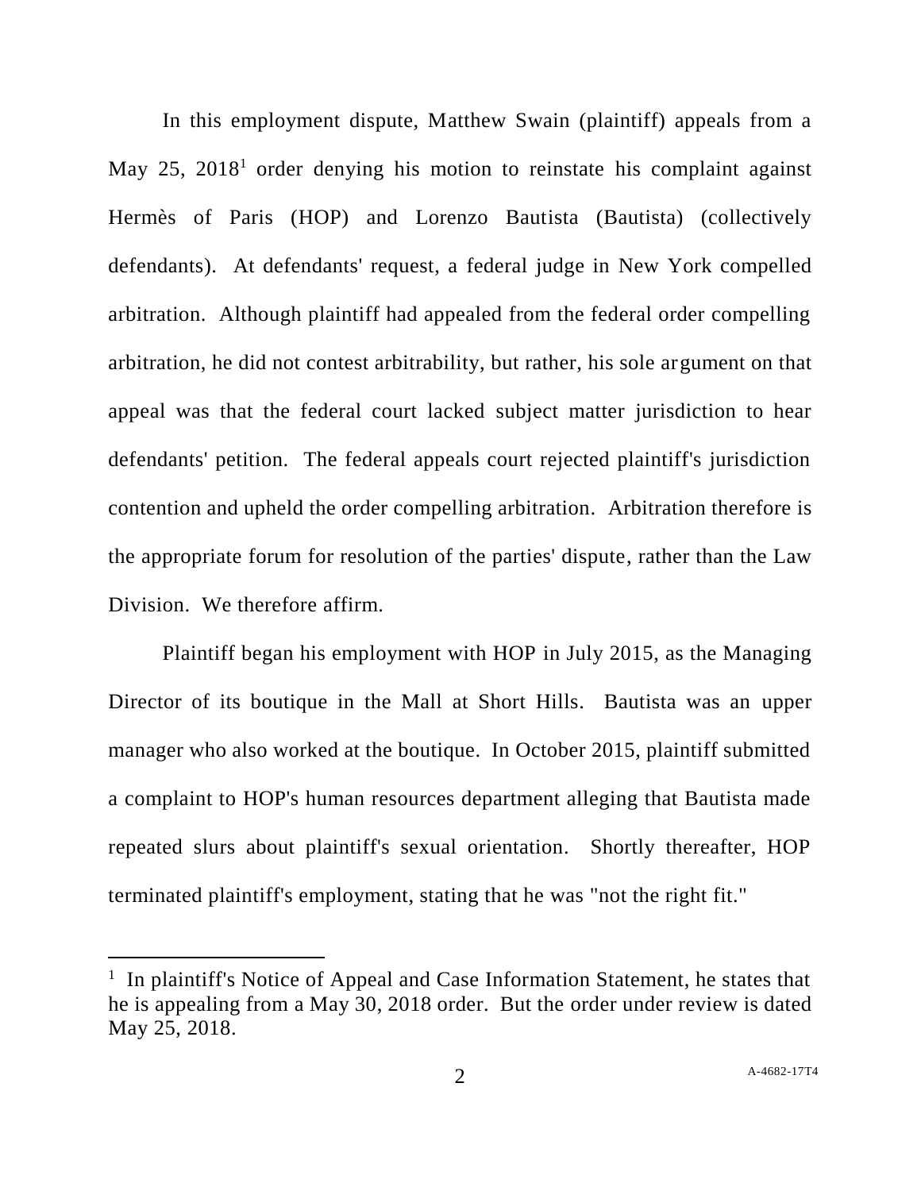In this employment dispute, Matthew Swain (plaintiff) appeals from a May 25, 2018[1] order denying his motion to reinstate his complaint against Hermès of Paris (HOP) and Lorenzo Bautista (Bautista) (collectively defendants). At defendants' request, a federal judge in New York compelled arbitration. Although plaintiff had appealed from the federal order compelling arbitration, he did not contest arbitrability, but rather, his sole argument on that appeal was that the federal court lacked subject matter jurisdiction to hear defendants' petition. The federal appeals court rejected plaintiff's jurisdiction contention and upheld the order compelling arbitration. Arbitration therefore is the appropriate forum for resolution of the parties' dispute, rather than the Law Division. We therefore affirm.

Plaintiff began his employment with HOP in July 2015, as the Managing Director of its boutique in the Mall at Short Hills. Bautista was an upper manager who also worked at the boutique. In October 2015, plaintiff submitted a complaint to HOP's human resources department alleging that Bautista made repeated slurs about plaintiff's sexual orientation. Shortly thereafter, HOP terminated plaintiff's employment, stating that he was "not the right fit."

---

[1] In plaintiff's Notice of Appeal and Case Information Statement, he states that he is appealing from a May 30, 2018 order. But the order under review is dated May 25, 2018.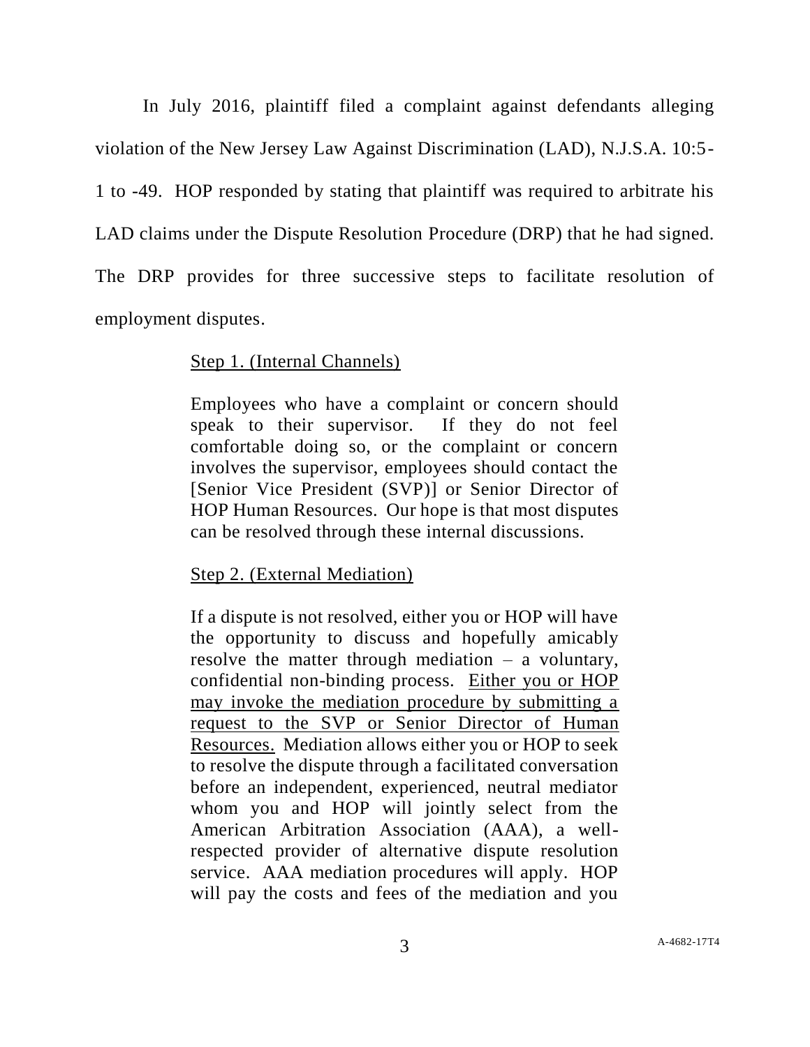In July 2016, plaintiff filed a complaint against defendants alleging violation of the New Jersey Law Against Discrimination (LAD), N.J.S.A. 10:5-1 to -49. HOP responded by stating that plaintiff was required to arbitrate his LAD claims under the Dispute Resolution Procedure (DRP) that he had signed. The DRP provides for three successive steps to facilitate resolution of employment disputes.

> <u>Step 1. (Internal Channels)</u>
>
> Employees who have a complaint or concern should speak to their supervisor. If they do not feel comfortable doing so, or the complaint or concern involves the supervisor, employees should contact the [Senior Vice President (SVP)] or Senior Director of HOP Human Resources. Our hope is that most disputes can be resolved through these internal discussions.
>
> <u>Step 2. (External Mediation)</u>
>
> If a dispute is not resolved, either you or HOP will have the opportunity to discuss and hopefully amicably resolve the matter through mediation – a voluntary, confidential non-binding process. <u>Either you or HOP may invoke the mediation procedure by submitting a request to the SVP or Senior Director of Human Resources.</u> Mediation allows either you or HOP to seek to resolve the dispute through a facilitated conversation before an independent, experienced, neutral mediator whom you and HOP will jointly select from the American Arbitration Association (AAA), a well-respected provider of alternative dispute resolution service. AAA mediation procedures will apply. HOP will pay the costs and fees of the mediation and you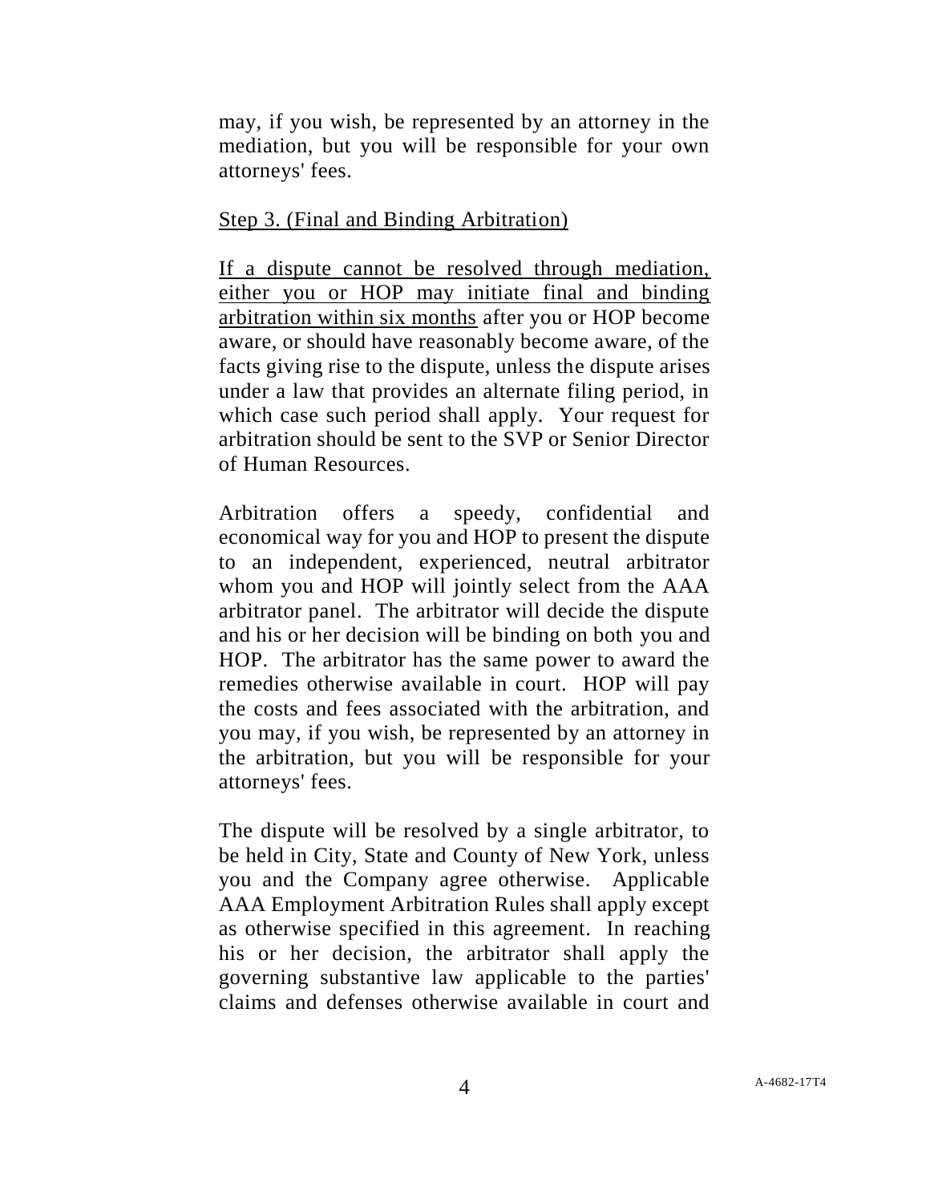may, if you wish, be represented by an attorney in the mediation, but you will be responsible for your own attorneys' fees.

<u>Step 3. (Final and Binding Arbitration)</u>

<u>If a dispute cannot be resolved through mediation, either you or HOP may initiate final and binding arbitration within six months</u> after you or HOP become aware, or should have reasonably become aware, of the facts giving rise to the dispute, unless the dispute arises under a law that provides an alternate filing period, in which case such period shall apply. Your request for arbitration should be sent to the SVP or Senior Director of Human Resources.

Arbitration offers a speedy, confidential and economical way for you and HOP to present the dispute to an independent, experienced, neutral arbitrator whom you and HOP will jointly select from the AAA arbitrator panel. The arbitrator will decide the dispute and his or her decision will be binding on both you and HOP. The arbitrator has the same power to award the remedies otherwise available in court. HOP will pay the costs and fees associated with the arbitration, and you may, if you wish, be represented by an attorney in the arbitration, but you will be responsible for your attorneys' fees.

The dispute will be resolved by a single arbitrator, to be held in City, State and County of New York, unless you and the Company agree otherwise. Applicable AAA Employment Arbitration Rules shall apply except as otherwise specified in this agreement. In reaching his or her decision, the arbitrator shall apply the governing substantive law applicable to the parties' claims and defenses otherwise available in court and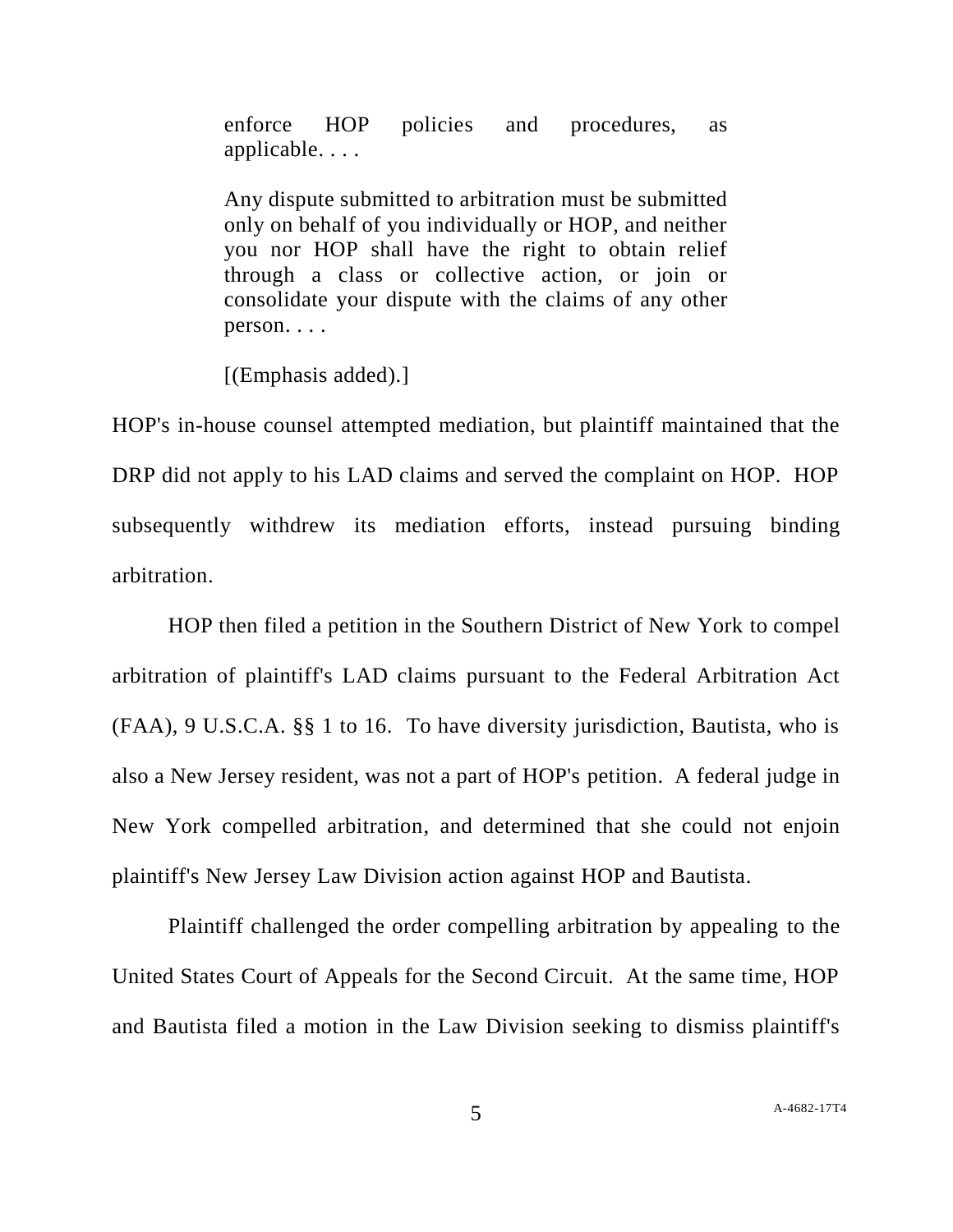> enforce HOP policies and procedures, as applicable. . . .
>
> Any dispute submitted to arbitration must be submitted only on behalf of you individually or HOP, and neither you nor HOP shall have the right to obtain relief through a class or collective action, or join or consolidate your dispute with the claims of any other person. . . .
>
> [(Emphasis added).]

HOP's in-house counsel attempted mediation, but plaintiff maintained that the DRP did not apply to his LAD claims and served the complaint on HOP. HOP subsequently withdrew its mediation efforts, instead pursuing binding arbitration.

HOP then filed a petition in the Southern District of New York to compel arbitration of plaintiff's LAD claims pursuant to the Federal Arbitration Act (FAA), 9 U.S.C.A. §§ 1 to 16. To have diversity jurisdiction, Bautista, who is also a New Jersey resident, was not a part of HOP's petition. A federal judge in New York compelled arbitration, and determined that she could not enjoin plaintiff's New Jersey Law Division action against HOP and Bautista.

Plaintiff challenged the order compelling arbitration by appealing to the United States Court of Appeals for the Second Circuit. At the same time, HOP and Bautista filed a motion in the Law Division seeking to dismiss plaintiff's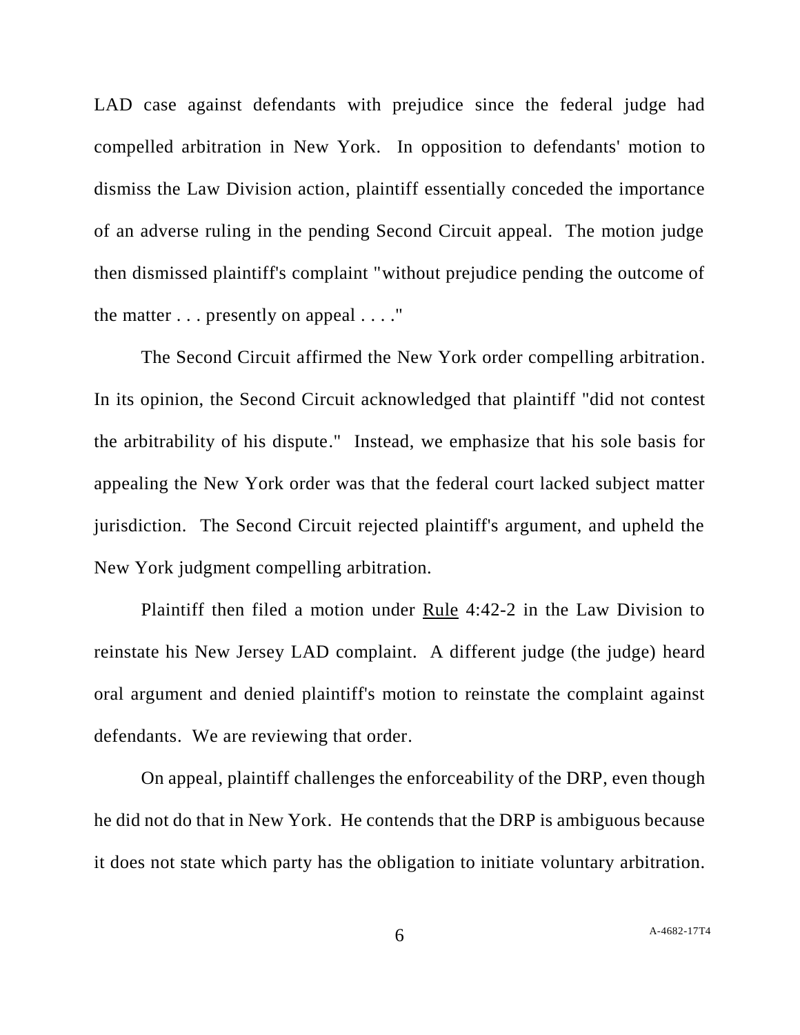LAD case against defendants with prejudice since the federal judge had compelled arbitration in New York. In opposition to defendants' motion to dismiss the Law Division action, plaintiff essentially conceded the importance of an adverse ruling in the pending Second Circuit appeal. The motion judge then dismissed plaintiff's complaint "without prejudice pending the outcome of the matter . . . presently on appeal . . . ."

The Second Circuit affirmed the New York order compelling arbitration. In its opinion, the Second Circuit acknowledged that plaintiff "did not contest the arbitrability of his dispute." Instead, we emphasize that his sole basis for appealing the New York order was that the federal court lacked subject matter jurisdiction. The Second Circuit rejected plaintiff's argument, and upheld the New York judgment compelling arbitration.

Plaintiff then filed a motion under Rule 4:42-2 in the Law Division to reinstate his New Jersey LAD complaint. A different judge (the judge) heard oral argument and denied plaintiff's motion to reinstate the complaint against defendants. We are reviewing that order.

On appeal, plaintiff challenges the enforceability of the DRP, even though he did not do that in New York. He contends that the DRP is ambiguous because it does not state which party has the obligation to initiate voluntary arbitration.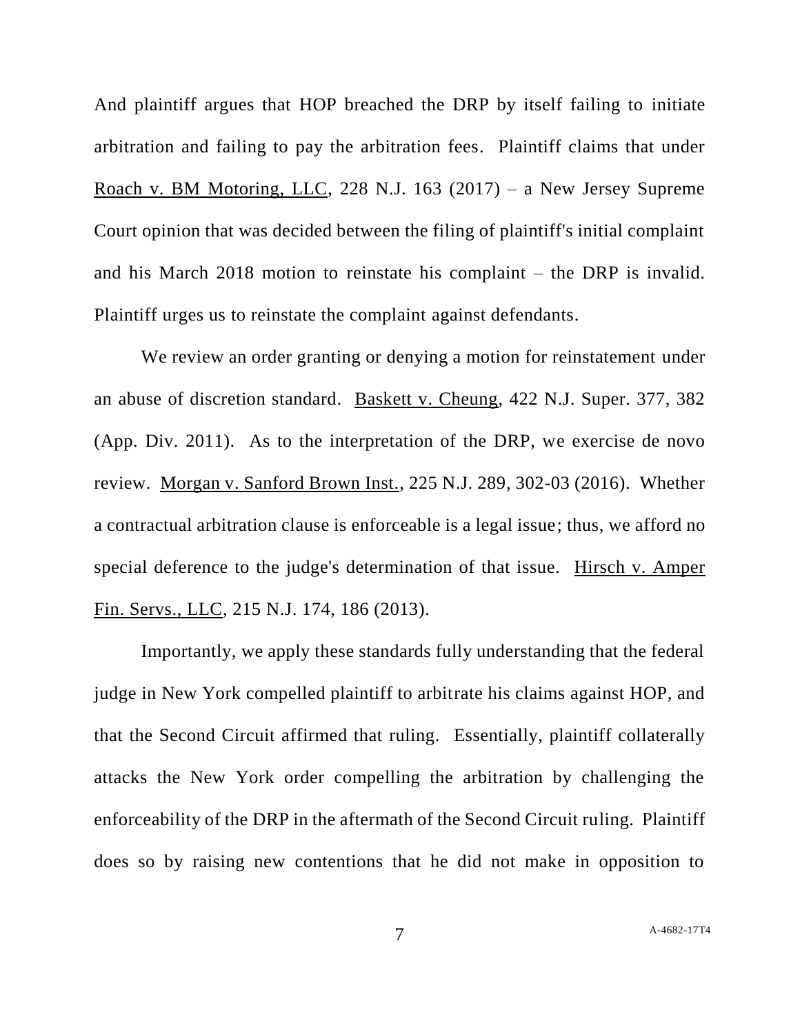And plaintiff argues that HOP breached the DRP by itself failing to initiate arbitration and failing to pay the arbitration fees. Plaintiff claims that under Roach v. BM Motoring, LLC, 228 N.J. 163 (2017) – a New Jersey Supreme Court opinion that was decided between the filing of plaintiff's initial complaint and his March 2018 motion to reinstate his complaint – the DRP is invalid. Plaintiff urges us to reinstate the complaint against defendants.

We review an order granting or denying a motion for reinstatement under an abuse of discretion standard. Baskett v. Cheung, 422 N.J. Super. 377, 382 (App. Div. 2011). As to the interpretation of the DRP, we exercise de novo review. Morgan v. Sanford Brown Inst., 225 N.J. 289, 302-03 (2016). Whether a contractual arbitration clause is enforceable is a legal issue; thus, we afford no special deference to the judge's determination of that issue. Hirsch v. Amper Fin. Servs., LLC, 215 N.J. 174, 186 (2013).

Importantly, we apply these standards fully understanding that the federal judge in New York compelled plaintiff to arbitrate his claims against HOP, and that the Second Circuit affirmed that ruling. Essentially, plaintiff collaterally attacks the New York order compelling the arbitration by challenging the enforceability of the DRP in the aftermath of the Second Circuit ruling. Plaintiff does so by raising new contentions that he did not make in opposition to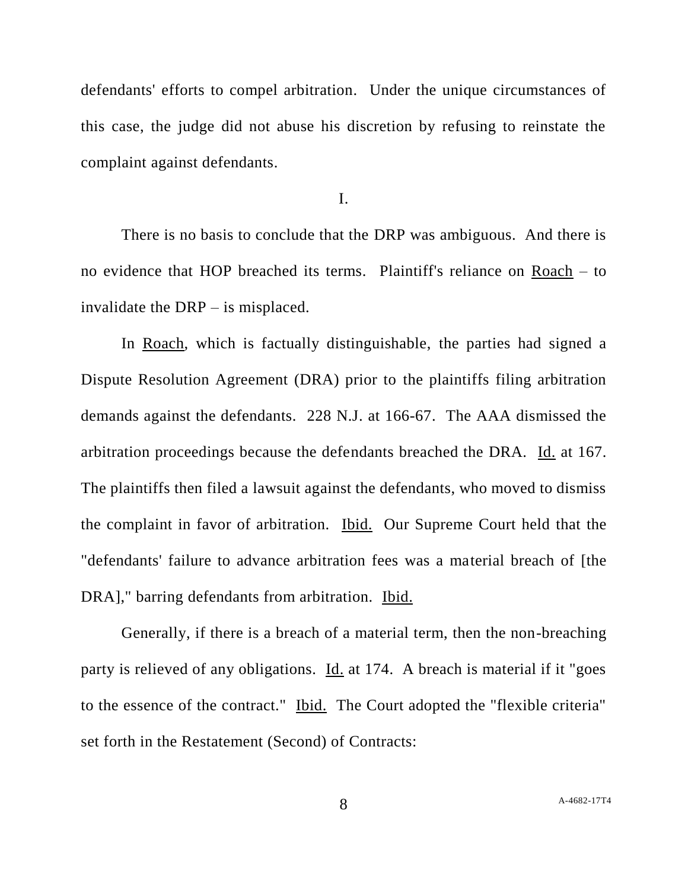defendants' efforts to compel arbitration. Under the unique circumstances of this case, the judge did not abuse his discretion by refusing to reinstate the complaint against defendants.

I.

There is no basis to conclude that the DRP was ambiguous. And there is no evidence that HOP breached its terms. Plaintiff's reliance on Roach – to invalidate the DRP – is misplaced.

In Roach, which is factually distinguishable, the parties had signed a Dispute Resolution Agreement (DRA) prior to the plaintiffs filing arbitration demands against the defendants. 228 N.J. at 166-67. The AAA dismissed the arbitration proceedings because the defendants breached the DRA. Id. at 167. The plaintiffs then filed a lawsuit against the defendants, who moved to dismiss the complaint in favor of arbitration. Ibid. Our Supreme Court held that the "defendants' failure to advance arbitration fees was a material breach of [the DRA]," barring defendants from arbitration. Ibid.

Generally, if there is a breach of a material term, then the non-breaching party is relieved of any obligations. Id. at 174. A breach is material if it "goes to the essence of the contract." Ibid. The Court adopted the "flexible criteria" set forth in the Restatement (Second) of Contracts: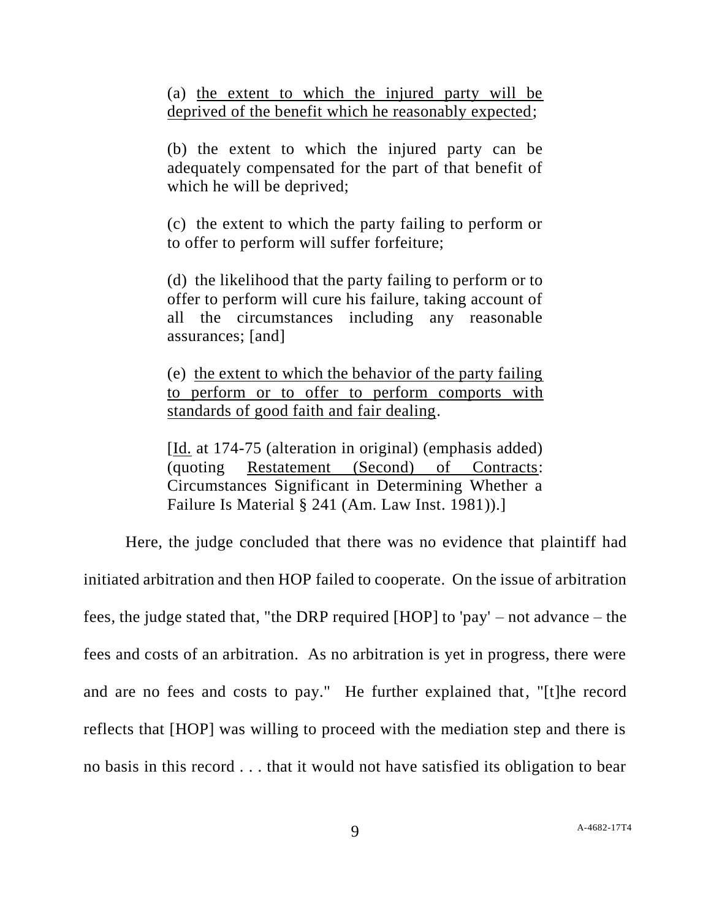> (a) <u>the extent to which the injured party will be deprived of the benefit which he reasonably expected</u>;
>
> (b) the extent to which the injured party can be adequately compensated for the part of that benefit of which he will be deprived;
>
> (c) the extent to which the party failing to perform or to offer to perform will suffer forfeiture;
>
> (d) the likelihood that the party failing to perform or to offer to perform will cure his failure, taking account of all the circumstances including any reasonable assurances; [and]
>
> (e) <u>the extent to which the behavior of the party failing to perform or to offer to perform comports with standards of good faith and fair dealing</u>.
>
> [<u>Id.</u> at 174-75 (alteration in original) (emphasis added) (quoting <u>Restatement (Second) of Contracts</u>: Circumstances Significant in Determining Whether a Failure Is Material § 241 (Am. Law Inst. 1981)).]

Here, the judge concluded that there was no evidence that plaintiff had initiated arbitration and then HOP failed to cooperate. On the issue of arbitration fees, the judge stated that, "the DRP required [HOP] to 'pay' – not advance – the fees and costs of an arbitration. As no arbitration is yet in progress, there were and are no fees and costs to pay." He further explained that, "[t]he record reflects that [HOP] was willing to proceed with the mediation step and there is no basis in this record . . . that it would not have satisfied its obligation to bear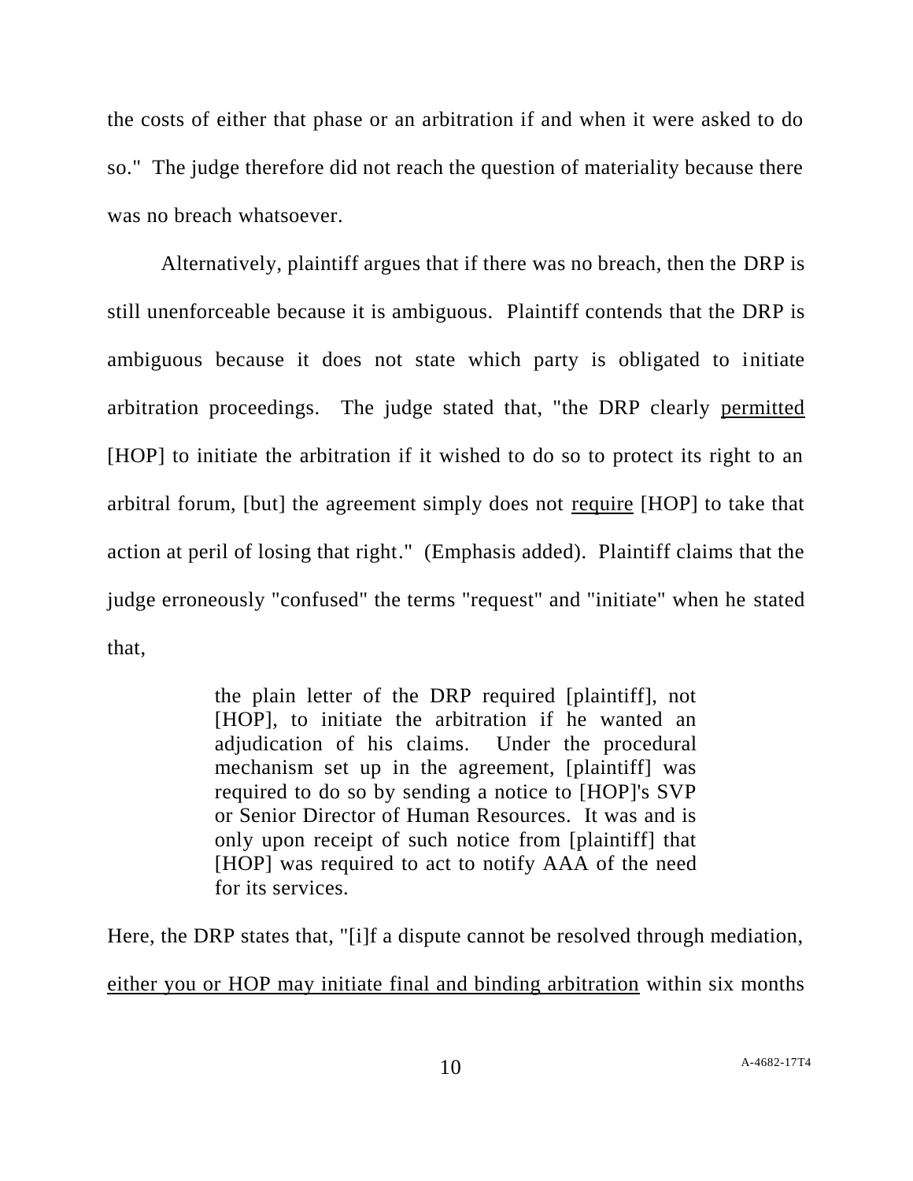the costs of either that phase or an arbitration if and when it were asked to do so." The judge therefore did not reach the question of materiality because there was no breach whatsoever.

Alternatively, plaintiff argues that if there was no breach, then the DRP is still unenforceable because it is ambiguous. Plaintiff contends that the DRP is ambiguous because it does not state which party is obligated to initiate arbitration proceedings. The judge stated that, "the DRP clearly <u>permitted</u> [HOP] to initiate the arbitration if it wished to do so to protect its right to an arbitral forum, [but] the agreement simply does not <u>require</u> [HOP] to take that action at peril of losing that right." (Emphasis added). Plaintiff claims that the judge erroneously "confused" the terms "request" and "initiate" when he stated that,

> the plain letter of the DRP required [plaintiff], not [HOP], to initiate the arbitration if he wanted an adjudication of his claims. Under the procedural mechanism set up in the agreement, [plaintiff] was required to do so by sending a notice to [HOP]'s SVP or Senior Director of Human Resources. It was and is only upon receipt of such notice from [plaintiff] that [HOP] was required to act to notify AAA of the need for its services.

Here, the DRP states that, "[i]f a dispute cannot be resolved through mediation, <u>either you or HOP may initiate final and binding arbitration</u> within six months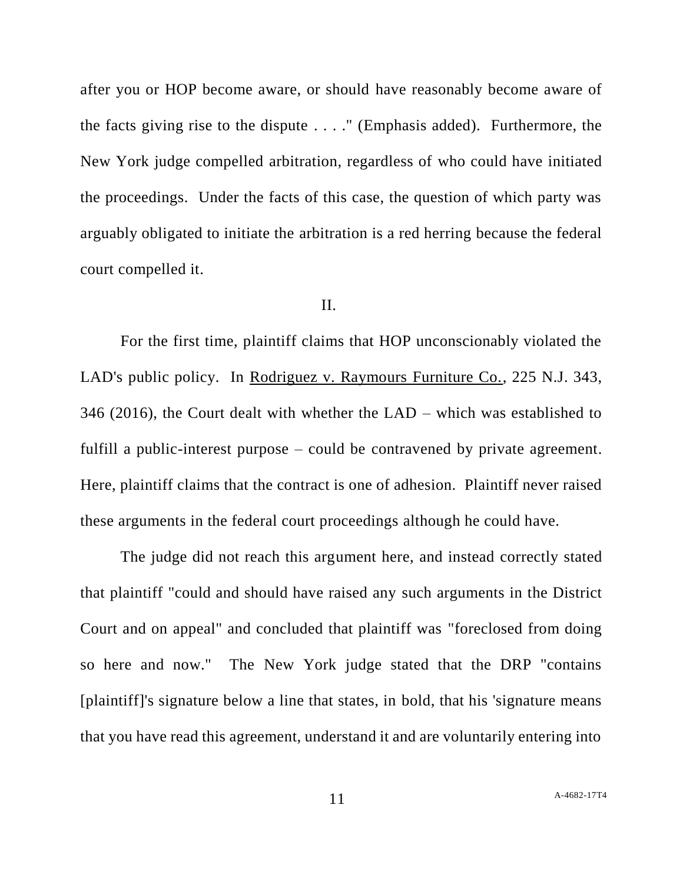after you or HOP become aware, or should have reasonably become aware of the facts giving rise to the dispute . . . ." (Emphasis added). Furthermore, the New York judge compelled arbitration, regardless of who could have initiated the proceedings. Under the facts of this case, the question of which party was arguably obligated to initiate the arbitration is a red herring because the federal court compelled it.

## II.

For the first time, plaintiff claims that HOP unconscionably violated the LAD's public policy. In Rodriguez v. Raymours Furniture Co., 225 N.J. 343, 346 (2016), the Court dealt with whether the LAD – which was established to fulfill a public-interest purpose – could be contravened by private agreement. Here, plaintiff claims that the contract is one of adhesion. Plaintiff never raised these arguments in the federal court proceedings although he could have.

The judge did not reach this argument here, and instead correctly stated that plaintiff "could and should have raised any such arguments in the District Court and on appeal" and concluded that plaintiff was "foreclosed from doing so here and now." The New York judge stated that the DRP "contains [plaintiff]'s signature below a line that states, in bold, that his 'signature means that you have read this agreement, understand it and are voluntarily entering into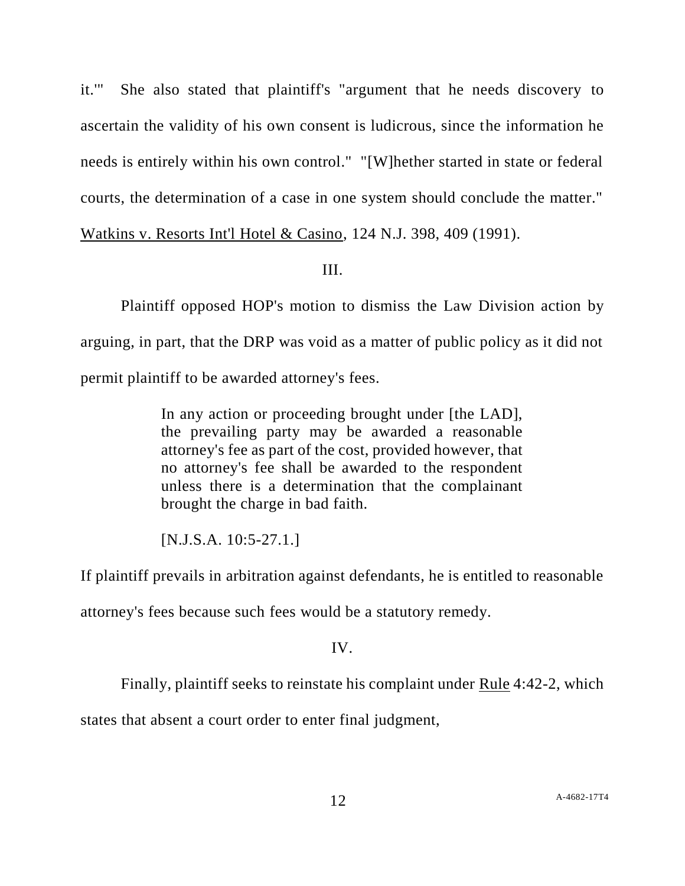it.'" She also stated that plaintiff's "argument that he needs discovery to ascertain the validity of his own consent is ludicrous, since the information he needs is entirely within his own control." "[W]hether started in state or federal courts, the determination of a case in one system should conclude the matter." Watkins v. Resorts Int'l Hotel & Casino, 124 N.J. 398, 409 (1991).

III.

Plaintiff opposed HOP's motion to dismiss the Law Division action by arguing, in part, that the DRP was void as a matter of public policy as it did not permit plaintiff to be awarded attorney's fees.

> In any action or proceeding brought under [the LAD], the prevailing party may be awarded a reasonable attorney's fee as part of the cost, provided however, that no attorney's fee shall be awarded to the respondent unless there is a determination that the complainant brought the charge in bad faith.
>
> [N.J.S.A. 10:5-27.1.]

If plaintiff prevails in arbitration against defendants, he is entitled to reasonable attorney's fees because such fees would be a statutory remedy.

IV.

Finally, plaintiff seeks to reinstate his complaint under Rule 4:42-2, which states that absent a court order to enter final judgment,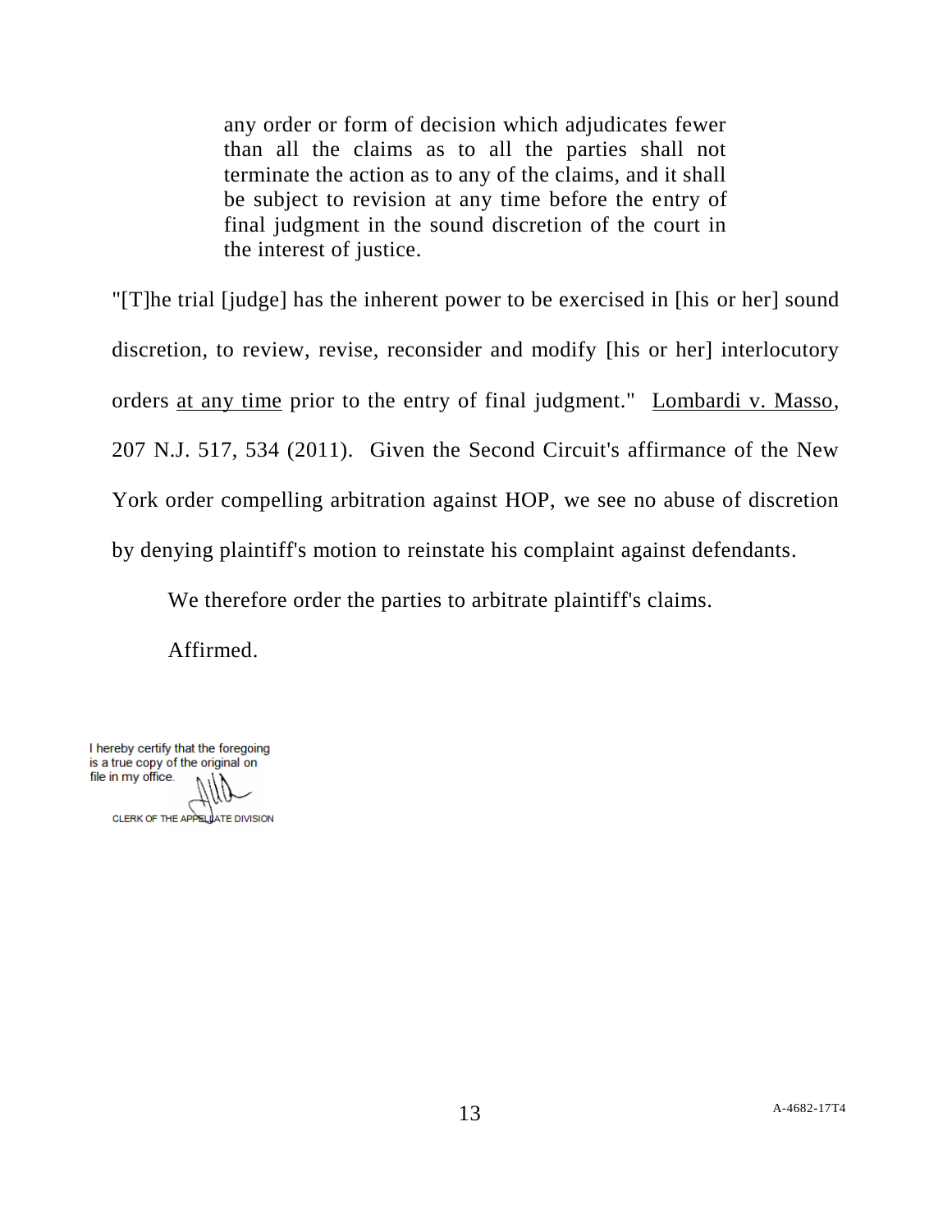> any order or form of decision which adjudicates fewer than all the claims as to all the parties shall not terminate the action as to any of the claims, and it shall be subject to revision at any time before the entry of final judgment in the sound discretion of the court in the interest of justice.

"[T]he trial [judge] has the inherent power to be exercised in [his or her] sound discretion, to review, revise, reconsider and modify [his or her] interlocutory orders at any time prior to the entry of final judgment." Lombardi v. Masso, 207 N.J. 517, 534 (2011). Given the Second Circuit's affirmance of the New York order compelling arbitration against HOP, we see no abuse of discretion by denying plaintiff's motion to reinstate his complaint against defendants.

We therefore order the parties to arbitrate plaintiff's claims.

Affirmed.

I hereby certify that the foregoing is a true copy of the original on file in my office.

CLERK OF THE APPELLATE DIVISION